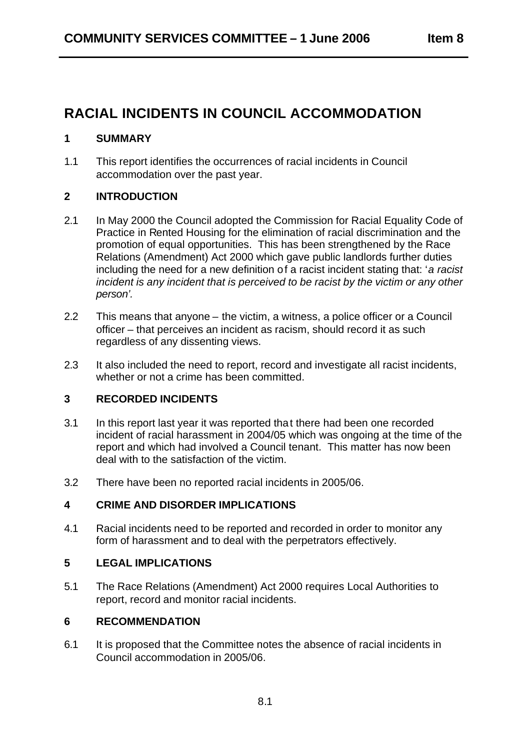# RACIAL INCIDENTS IN COUNCIL ACCOMMODATION

## 1 SUMMARY

1.1 This report identifies the occurrences of racial incidents in Council accommodation over the past year.

## 2 INTRODUCTION

2.1 In May 2000 the Council adopted the Commission for Racial Equality Code of Practice in Rented Housing for the elimination of racial discrimination and the promotion of equal opportunities. This has been strengthened by the Race Relations (Amendment) Act 2000 which gave public landlords further duties including the need for a new definition of a racist incident stating that: '*a racist incident is any incident that is perceived to be racist by the victim or any other person'.*

2.2 This means that anyone – the victim, a witness, a police officer or a Council officer – that perceives an incident as racism, should record it as such regardless of any dissenting views.

2.3 It also included the need to report, record and investigate all racist incidents, whether or not a crime has been committed.

## 3 RECORDED INCIDENTS

3.1 In this report last year it was reported that there had been one recorded incident of racial harassment in 2004/05 which was ongoing at the time of the report and which had involved a Council tenant. This matter has now been deal with to the satisfaction of the victim.

3.2 There have been no reported racial incidents in 2005/06.

## 4 CRIME AND DISORDER IMPLICATIONS

4.1 Racial incidents need to be reported and recorded in order to monitor any form of harassment and to deal with the perpetrators effectively.

## 5 LEGAL IMPLICATIONS

5.1 The Race Relations (Amendment) Act 2000 requires Local Authorities to report, record and monitor racial incidents.

## 6 RECOMMENDATION

6.1 It is proposed that the Committee notes the absence of racial incidents in Council accommodation in 2005/06.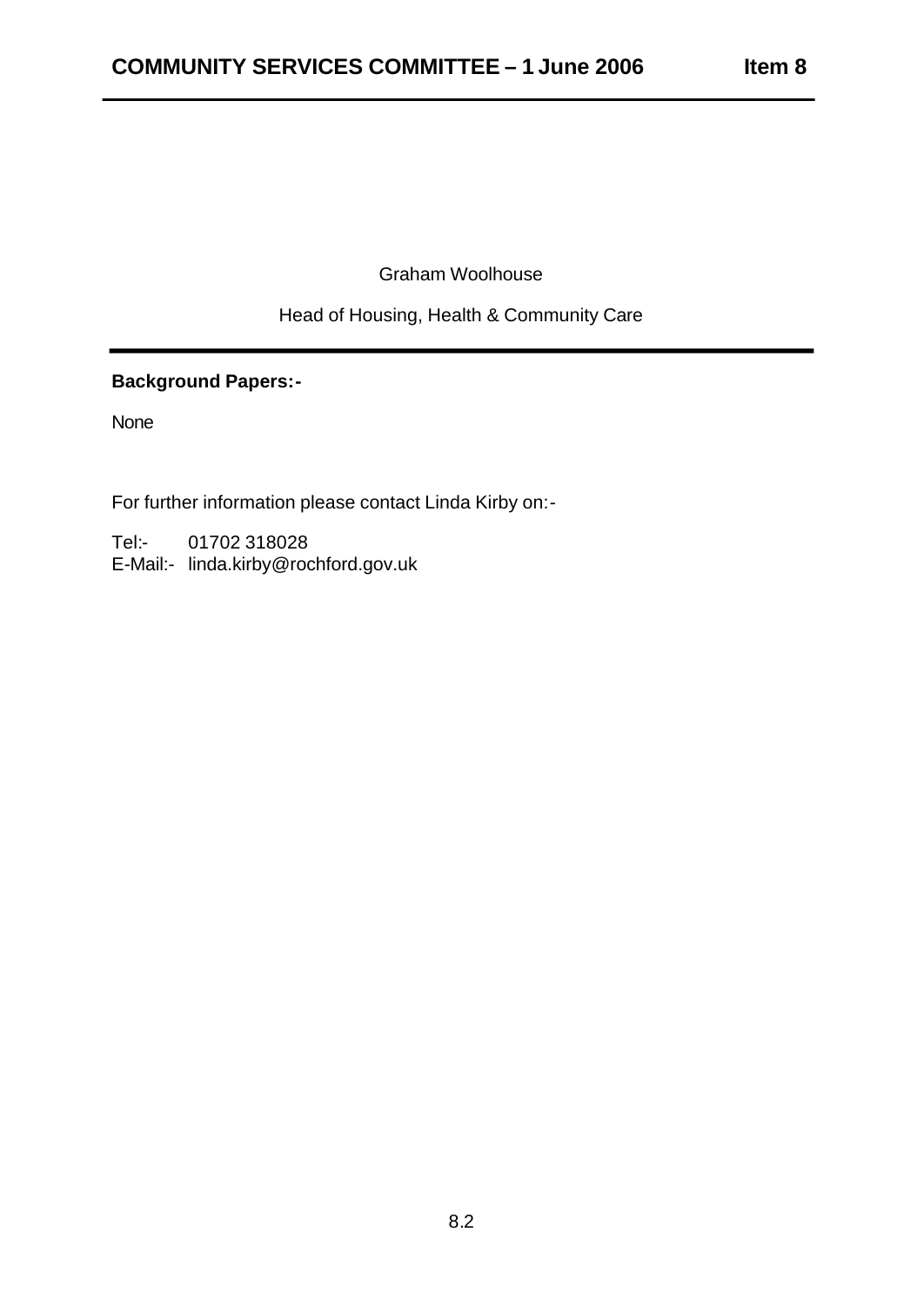Graham Woolhouse

Head of Housing, Health & Community Care

---

**Background Papers:-**

None

For further information please contact Linda Kirby on:-

Tel:- 01702 318028
E-Mail:- linda.kirby@rochford.gov.uk